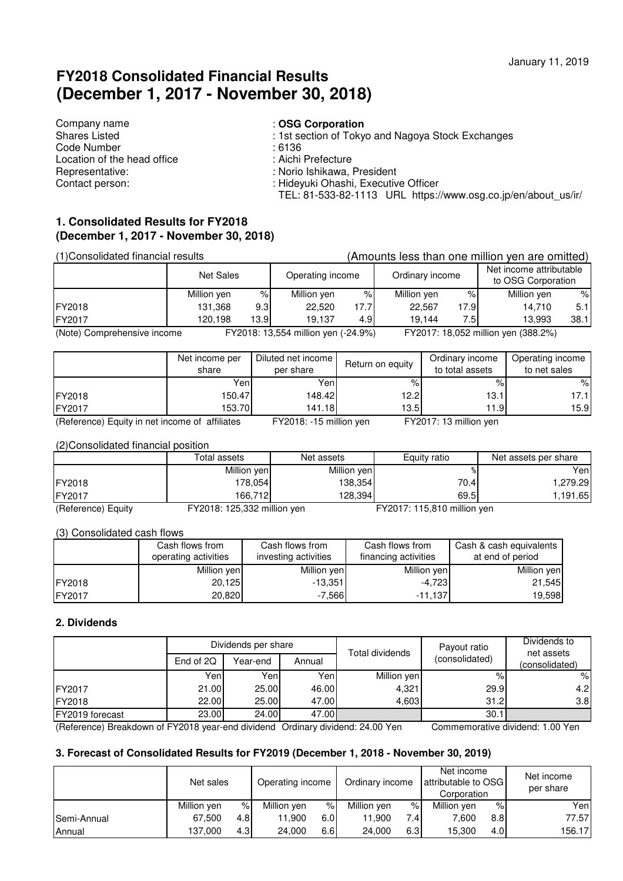January 11, 2019

# FY2018 Consolidated Financial Results (December 1, 2017 - November 30, 2018)

| | |
|---|---|
| Company name | : **OSG Corporation** |
| Shares Listed | : 1st section of Tokyo and Nagoya Stock Exchanges |
| Code Number | : 6136 |
| Location of the head office | : Aichi Prefecture |
| Representative: | : Norio Ishikawa, President |
| Contact person: | : Hideyuki Ohashi, Executive Officer |
| | TEL: 81-533-82-1113 URL https://www.osg.co.jp/en/about_us/ir/ |

## 1. Consolidated Results for FY2018 (December 1, 2017 - November 30, 2018)

(1)Consolidated financial results (Amounts less than one million yen are omitted)

| | Net Sales | | Operating income | | Ordinary income | | Net income attributable to OSG Corporation | |
|---|---|---|---|---|---|---|---|---|
| | Million yen | % | Million yen | % | Million yen | % | Million yen | % |
| FY2018 | 131,368 | 9.3 | 22,520 | 17.7 | 22,567 | 17.9 | 14,710 | 5.1 |
| FY2017 | 120,198 | 13.9 | 19,137 | 4.9 | 19,144 | 7.5 | 13,993 | 38.1 |

(Note) Comprehensive income FY2018: 13,554 million yen (-24.9%) FY2017: 18,052 million yen (388.2%)

| | Net income per share | Diluted net income per share | Return on equity | Ordinary income to total assets | Operating income to net sales |
|---|---|---|---|---|---|
| | Yen | Yen | % | % | % |
| FY2018 | 150.47 | 148.42 | 12.2 | 13.1 | 17.1 |
| FY2017 | 153.70 | 141.18 | 13.5 | 11.9 | 15.9 |

(Reference) Equity in net income of affiliates FY2018: -15 million yen FY2017: 13 million yen

(2)Consolidated financial position

| | Total assets | Net assets | Equity ratio | Net assets per share |
|---|---|---|---|---|
| | Million yen | Million yen | % | Yen |
| FY2018 | 178,054 | 138,354 | 70.4 | 1,279.29 |
| FY2017 | 166,712 | 128,394 | 69.5 | 1,191.65 |

(Reference) Equity FY2018: 125,332 million yen FY2017: 115,810 million yen

(3) Consolidated cash flows

| | Cash flows from operating activities | Cash flows from investing activities | Cash flows from financing activities | Cash & cash equivalents at end of period |
|---|---|---|---|---|
| | Million yen | Million yen | Million yen | Million yen |
| FY2018 | 20,125 | -13,351 | -4,723 | 21,545 |
| FY2017 | 20,820 | -7,566 | -11,137 | 19,598 |

## 2. Dividends

| | Dividends per share | | | Total dividends | Payout ratio (consolidated) | Dividends to net assets (consolidated) |
|---|---|---|---|---|---|---|
| | End of 2Q | Year-end | Annual | | | |
| | Yen | Yen | Yen | Million yen | % | % |
| FY2017 | 21.00 | 25.00 | 46.00 | 4,321 | 29.9 | 4.2 |
| FY2018 | 22.00 | 25.00 | 47.00 | 4,603 | 31.2 | 3.8 |
| FY2019 forecast | 23.00 | 24.00 | 47.00 | | 30.1 | |

(Reference) Breakdown of FY2018 year-end dividend Ordinary dividend: 24.00 Yen Commemorative dividend: 1.00 Yen

## 3. Forecast of Consolidated Results for FY2019 (December 1, 2018 - November 30, 2019)

| | Net sales | | Operating income | | Ordinary income | | Net income attributable to OSG Corporation | | Net income per share |
|---|---|---|---|---|---|---|---|---|---|
| | Million yen | % | Million yen | % | Million yen | % | Million yen | % | Yen |
| Semi-Annual | 67,500 | 4.8 | 11,900 | 6.0 | 11,900 | 7.4 | 7,600 | 8.8 | 77.57 |
| Annual | 137,000 | 4.3 | 24,000 | 6.6 | 24,000 | 6.3 | 15,300 | 4.0 | 156.17 |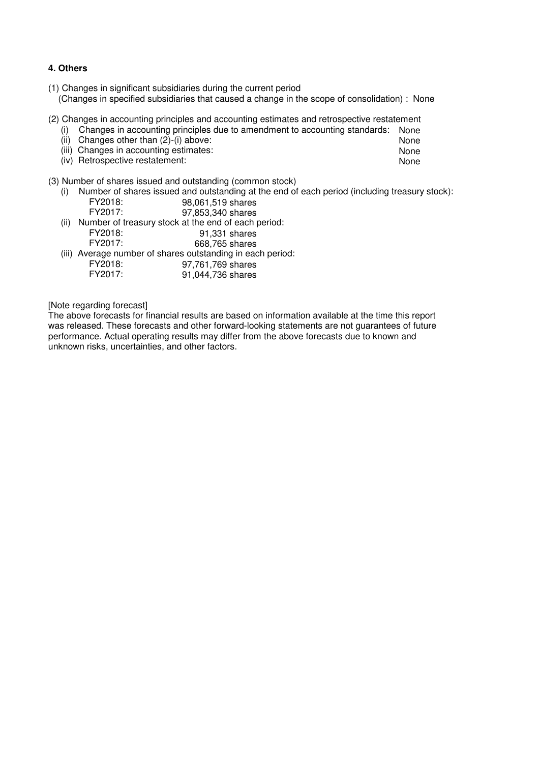**4. Others**

(1) Changes in significant subsidiaries during the current period
(Changes in specified subsidiaries that caused a change in the scope of consolidation) : None

(2) Changes in accounting principles and accounting estimates and retrospective restatement

| | | |
|---|---|---|
| (i) | Changes in accounting principles due to amendment to accounting standards: | None |
| (ii) | Changes other than (2)-(i) above: | None |
| (iii) | Changes in accounting estimates: | None |
| (iv) | Retrospective restatement: | None |

(3) Number of shares issued and outstanding (common stock)

(i) Number of shares issued and outstanding at the end of each period (including treasury stock):

| | |
|---|---|
| FY2018: | 98,061,519 shares |
| FY2017: | 97,853,340 shares |

(ii) Number of treasury stock at the end of each period:

| | |
|---|---|
| FY2018: | 91,331 shares |
| FY2017: | 668,765 shares |

(iii) Average number of shares outstanding in each period:

| | |
|---|---|
| FY2018: | 97,761,769 shares |
| FY2017: | 91,044,736 shares |

[Note regarding forecast]
The above forecasts for financial results are based on information available at the time this report was released. These forecasts and other forward-looking statements are not guarantees of future performance. Actual operating results may differ from the above forecasts due to known and unknown risks, uncertainties, and other factors.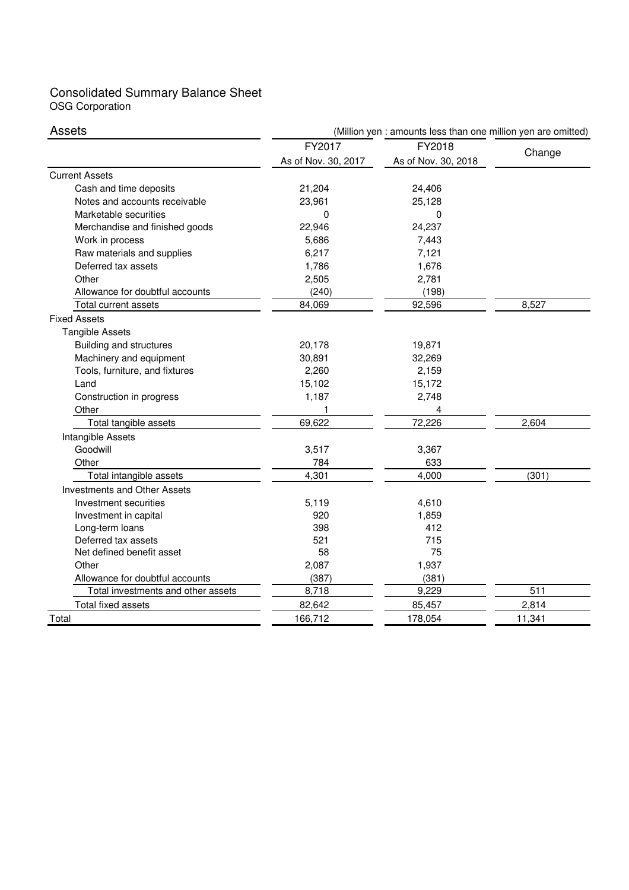# Consolidated Summary Balance Sheet

OSG Corporation

## Assets

(Million yen : amounts less than one million yen are omitted)

| | FY2017 As of Nov. 30, 2017 | FY2018 As of Nov. 30, 2018 | Change |
|---|---|---|---|
| Current Assets | | | |
| Cash and time deposits | 21,204 | 24,406 | |
| Notes and accounts receivable | 23,961 | 25,128 | |
| Marketable securities | 0 | 0 | |
| Merchandise and finished goods | 22,946 | 24,237 | |
| Work in process | 5,686 | 7,443 | |
| Raw materials and supplies | 6,217 | 7,121 | |
| Deferred tax assets | 1,786 | 1,676 | |
| Other | 2,505 | 2,781 | |
| Allowance for doubtful accounts | (240) | (198) | |
| Total current assets | 84,069 | 92,596 | 8,527 |
| Fixed Assets | | | |
| Tangible Assets | | | |
| Building and structures | 20,178 | 19,871 | |
| Machinery and equipment | 30,891 | 32,269 | |
| Tools, furniture, and fixtures | 2,260 | 2,159 | |
| Land | 15,102 | 15,172 | |
| Construction in progress | 1,187 | 2,748 | |
| Other | 1 | 4 | |
| Total tangible assets | 69,622 | 72,226 | 2,604 |
| Intangible Assets | | | |
| Goodwill | 3,517 | 3,367 | |
| Other | 784 | 633 | |
| Total intangible assets | 4,301 | 4,000 | (301) |
| Investments and Other Assets | | | |
| Investment securities | 5,119 | 4,610 | |
| Investment in capital | 920 | 1,859 | |
| Long-term loans | 398 | 412 | |
| Deferred tax assets | 521 | 715 | |
| Net defined benefit asset | 58 | 75 | |
| Other | 2,087 | 1,937 | |
| Allowance for doubtful accounts | (387) | (381) | |
| Total investments and other assets | 8,718 | 9,229 | 511 |
| Total fixed assets | 82,642 | 85,457 | 2,814 |
| Total | 166,712 | 178,054 | 11,341 |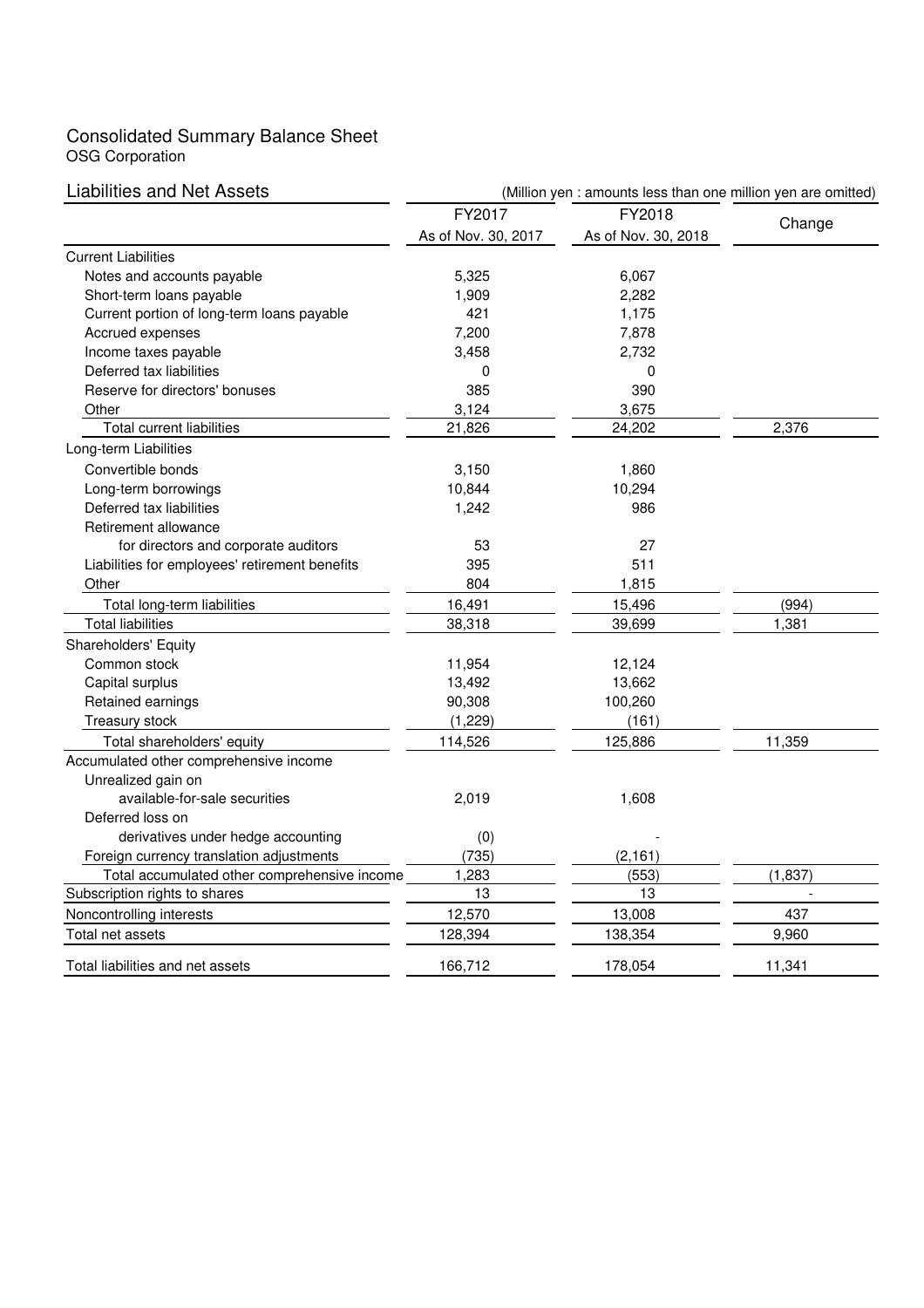# Consolidated Summary Balance Sheet

OSG Corporation

## Liabilities and Net Assets

(Million yen : amounts less than one million yen are omitted)

| | FY2017<br>As of Nov. 30, 2017 | FY2018<br>As of Nov. 30, 2018 | Change |
|---|---|---|---|
| Current Liabilities | | | |
| Notes and accounts payable | 5,325 | 6,067 | |
| Short-term loans payable | 1,909 | 2,282 | |
| Current portion of long-term loans payable | 421 | 1,175 | |
| Accrued expenses | 7,200 | 7,878 | |
| Income taxes payable | 3,458 | 2,732 | |
| Deferred tax liabilities | 0 | 0 | |
| Reserve for directors' bonuses | 385 | 390 | |
| Other | 3,124 | 3,675 | |
| Total current liabilities | 21,826 | 24,202 | 2,376 |
| Long-term Liabilities | | | |
| Convertible bonds | 3,150 | 1,860 | |
| Long-term borrowings | 10,844 | 10,294 | |
| Deferred tax liabilities | 1,242 | 986 | |
| Retirement allowance for directors and corporate auditors | 53 | 27 | |
| Liabilities for employees' retirement benefits | 395 | 511 | |
| Other | 804 | 1,815 | |
| Total long-term liabilities | 16,491 | 15,496 | (994) |
| Total liabilities | 38,318 | 39,699 | 1,381 |
| Shareholders' Equity | | | |
| Common stock | 11,954 | 12,124 | |
| Capital surplus | 13,492 | 13,662 | |
| Retained earnings | 90,308 | 100,260 | |
| Treasury stock | (1,229) | (161) | |
| Total shareholders' equity | 114,526 | 125,886 | 11,359 |
| Accumulated other comprehensive income | | | |
| Unrealized gain on available-for-sale securities | 2,019 | 1,608 | |
| Deferred loss on derivatives under hedge accounting | (0) | - | |
| Foreign currency translation adjustments | (735) | (2,161) | |
| Total accumulated other comprehensive income | 1,283 | (553) | (1,837) |
| Subscription rights to shares | 13 | 13 | - |
| Noncontrolling interests | 12,570 | 13,008 | 437 |
| Total net assets | 128,394 | 138,354 | 9,960 |
| Total liabilities and net assets | 166,712 | 178,054 | 11,341 |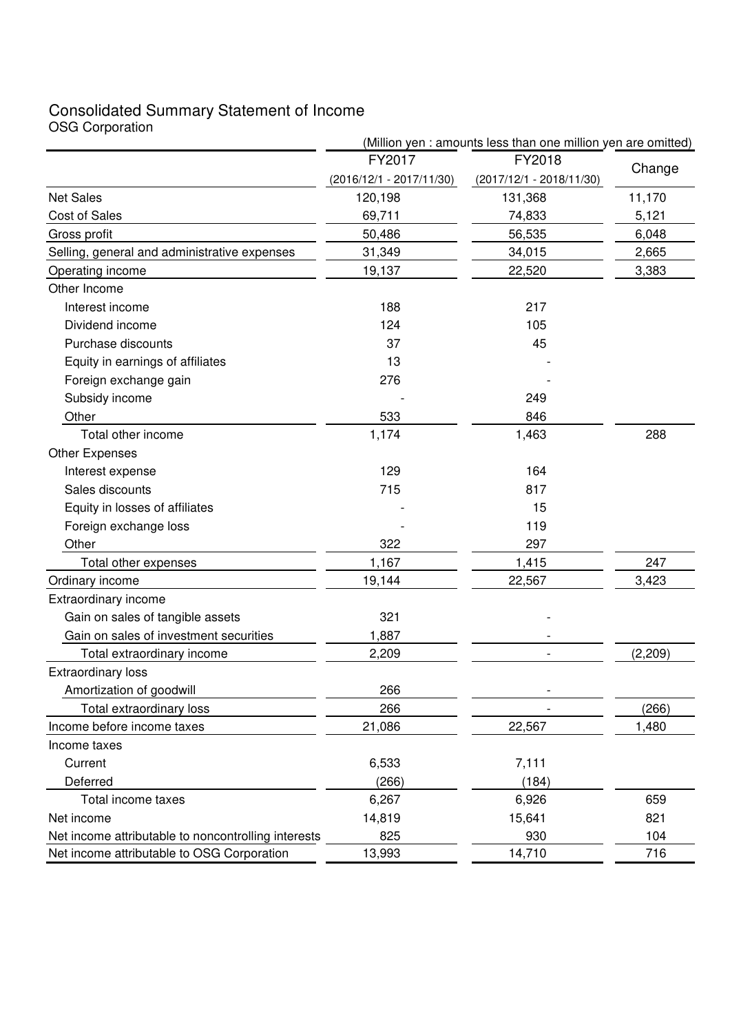# Consolidated Summary Statement of Income

OSG Corporation

(Million yen : amounts less than one million yen are omitted)

| | FY2017 (2016/12/1 - 2017/11/30) | FY2018 (2017/12/1 - 2018/11/30) | Change |
|---|---|---|---|
| Net Sales | 120,198 | 131,368 | 11,170 |
| Cost of Sales | 69,711 | 74,833 | 5,121 |
| Gross profit | 50,486 | 56,535 | 6,048 |
| Selling, general and administrative expenses | 31,349 | 34,015 | 2,665 |
| Operating income | 19,137 | 22,520 | 3,383 |
| Other Income | | | |
| Interest income | 188 | 217 | |
| Dividend income | 124 | 105 | |
| Purchase discounts | 37 | 45 | |
| Equity in earnings of affiliates | 13 | - | |
| Foreign exchange gain | 276 | - | |
| Subsidy income | - | 249 | |
| Other | 533 | 846 | |
| Total other income | 1,174 | 1,463 | 288 |
| Other Expenses | | | |
| Interest expense | 129 | 164 | |
| Sales discounts | 715 | 817 | |
| Equity in losses of affiliates | - | 15 | |
| Foreign exchange loss | - | 119 | |
| Other | 322 | 297 | |
| Total other expenses | 1,167 | 1,415 | 247 |
| Ordinary income | 19,144 | 22,567 | 3,423 |
| Extraordinary income | | | |
| Gain on sales of tangible assets | 321 | - | |
| Gain on sales of investment securities | 1,887 | - | |
| Total extraordinary income | 2,209 | - | (2,209) |
| Extraordinary loss | | | |
| Amortization of goodwill | 266 | - | |
| Total extraordinary loss | 266 | - | (266) |
| Income before income taxes | 21,086 | 22,567 | 1,480 |
| Income taxes | | | |
| Current | 6,533 | 7,111 | |
| Deferred | (266) | (184) | |
| Total income taxes | 6,267 | 6,926 | 659 |
| Net income | 14,819 | 15,641 | 821 |
| Net income attributable to noncontrolling interests | 825 | 930 | 104 |
| Net income attributable to OSG Corporation | 13,993 | 14,710 | 716 |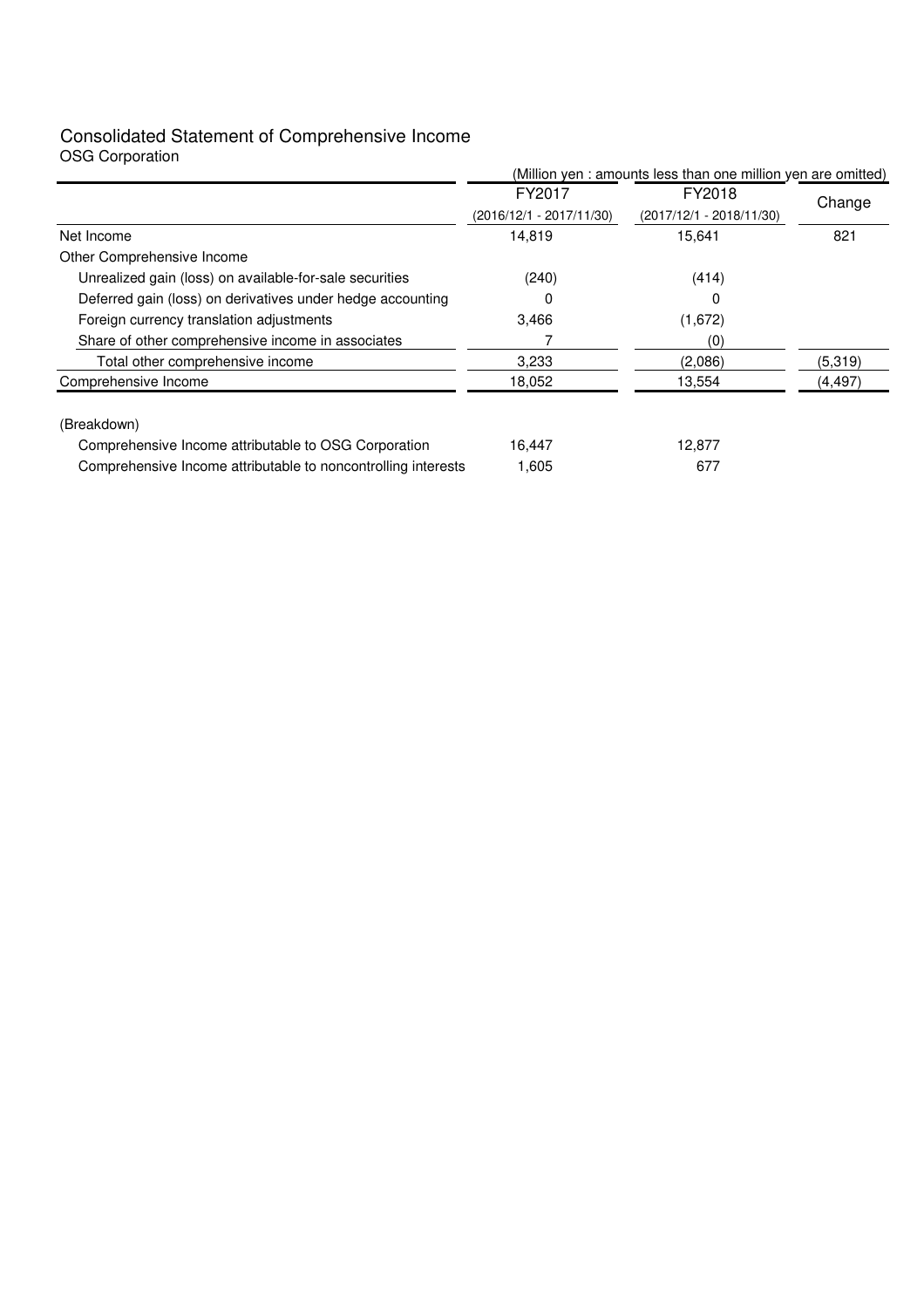# Consolidated Statement of Comprehensive Income

OSG Corporation

(Million yen : amounts less than one million yen are omitted)

| | FY2017 (2016/12/1 - 2017/11/30) | FY2018 (2017/12/1 - 2018/11/30) | Change |
|---|---|---|---|
| Net Income | 14,819 | 15,641 | 821 |
| Other Comprehensive Income | | | |
| Unrealized gain (loss) on available-for-sale securities | (240) | (414) | |
| Deferred gain (loss) on derivatives under hedge accounting | 0 | 0 | |
| Foreign currency translation adjustments | 3,466 | (1,672) | |
| Share of other comprehensive income in associates | 7 | (0) | |
| Total other comprehensive income | 3,233 | (2,086) | (5,319) |
| Comprehensive Income | 18,052 | 13,554 | (4,497) |
| (Breakdown) | | | |
| Comprehensive Income attributable to OSG Corporation | 16,447 | 12,877 | |
| Comprehensive Income attributable to noncontrolling interests | 1,605 | 677 | |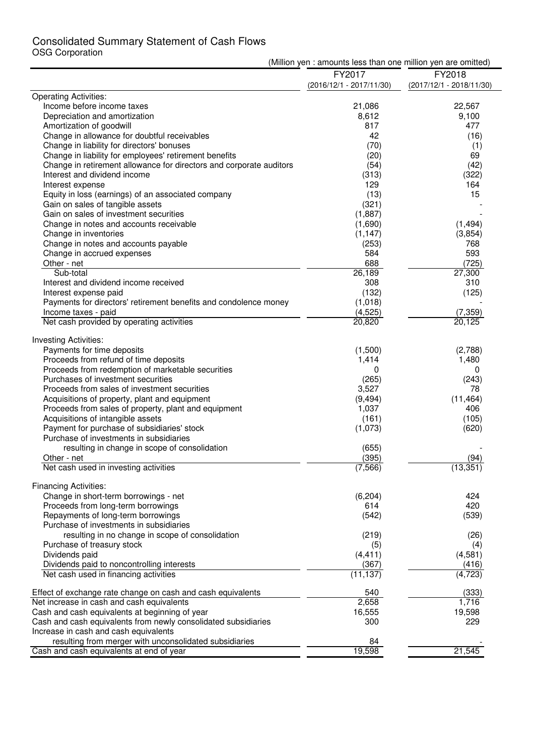## Consolidated Summary Statement of Cash Flows

OSG Corporation

(Million yen : amounts less than one million yen are omitted)

| | FY2017 (2016/12/1 - 2017/11/30) | FY2018 (2017/12/1 - 2018/11/30) |
|---|---|---|
| Operating Activities: | | |
| Income before income taxes | 21,086 | 22,567 |
| Depreciation and amortization | 8,612 | 9,100 |
| Amortization of goodwill | 817 | 477 |
| Change in allowance for doubtful receivables | 42 | (16) |
| Change in liability for directors' bonuses | (70) | (1) |
| Change in liability for employees' retirement benefits | (20) | 69 |
| Change in retirement allowance for directors and corporate auditors | (54) | (42) |
| Interest and dividend income | (313) | (322) |
| Interest expense | 129 | 164 |
| Equity in loss (earnings) of an associated company | (13) | 15 |
| Gain on sales of tangible assets | (321) | - |
| Gain on sales of investment securities | (1,887) | - |
| Change in notes and accounts receivable | (1,690) | (1,494) |
| Change in inventories | (1,147) | (3,854) |
| Change in notes and accounts payable | (253) | 768 |
| Change in accrued expenses | 584 | 593 |
| Other - net | 688 | (725) |
| Sub-total | 26,189 | 27,300 |
| Interest and dividend income received | 308 | 310 |
| Interest expense paid | (132) | (125) |
| Payments for directors' retirement benefits and condolence money | (1,018) | - |
| Income taxes - paid | (4,525) | (7,359) |
| Net cash provided by operating activities | 20,820 | 20,125 |
| Investing Activities: | | |
| Payments for time deposits | (1,500) | (2,788) |
| Proceeds from refund of time deposits | 1,414 | 1,480 |
| Proceeds from redemption of marketable securities | 0 | 0 |
| Purchases of investment securities | (265) | (243) |
| Proceeds from sales of investment securities | 3,527 | 78 |
| Acquisitions of property, plant and equipment | (9,494) | (11,464) |
| Proceeds from sales of property, plant and equipment | 1,037 | 406 |
| Acquisitions of intangible assets | (161) | (105) |
| Payment for purchase of subsidiaries' stock | (1,073) | (620) |
| Purchase of investments in subsidiaries resulting in change in scope of consolidation | (655) | - |
| Other - net | (395) | (94) |
| Net cash used in investing activities | (7,566) | (13,351) |
| Financing Activities: | | |
| Change in short-term borrowings - net | (6,204) | 424 |
| Proceeds from long-term borrowings | 614 | 420 |
| Repayments of long-term borrowings | (542) | (539) |
| Purchase of investments in subsidiaries resulting in no change in scope of consolidation | (219) | (26) |
| Purchase of treasury stock | (5) | (4) |
| Dividends paid | (4,411) | (4,581) |
| Dividends paid to noncontrolling interests | (367) | (416) |
| Net cash used in financing activities | (11,137) | (4,723) |
| Effect of exchange rate change on cash and cash equivalents | 540 | (333) |
| Net increase in cash and cash equivalents | 2,658 | 1,716 |
| Cash and cash equivalents at beginning of year | 16,555 | 19,598 |
| Cash and cash equivalents from newly consolidated subsidiaries | 300 | 229 |
| Increase in cash and cash equivalents resulting from merger with unconsolidated subsidiaries | 84 | - |
| Cash and cash equivalents at end of year | 19,598 | 21,545 |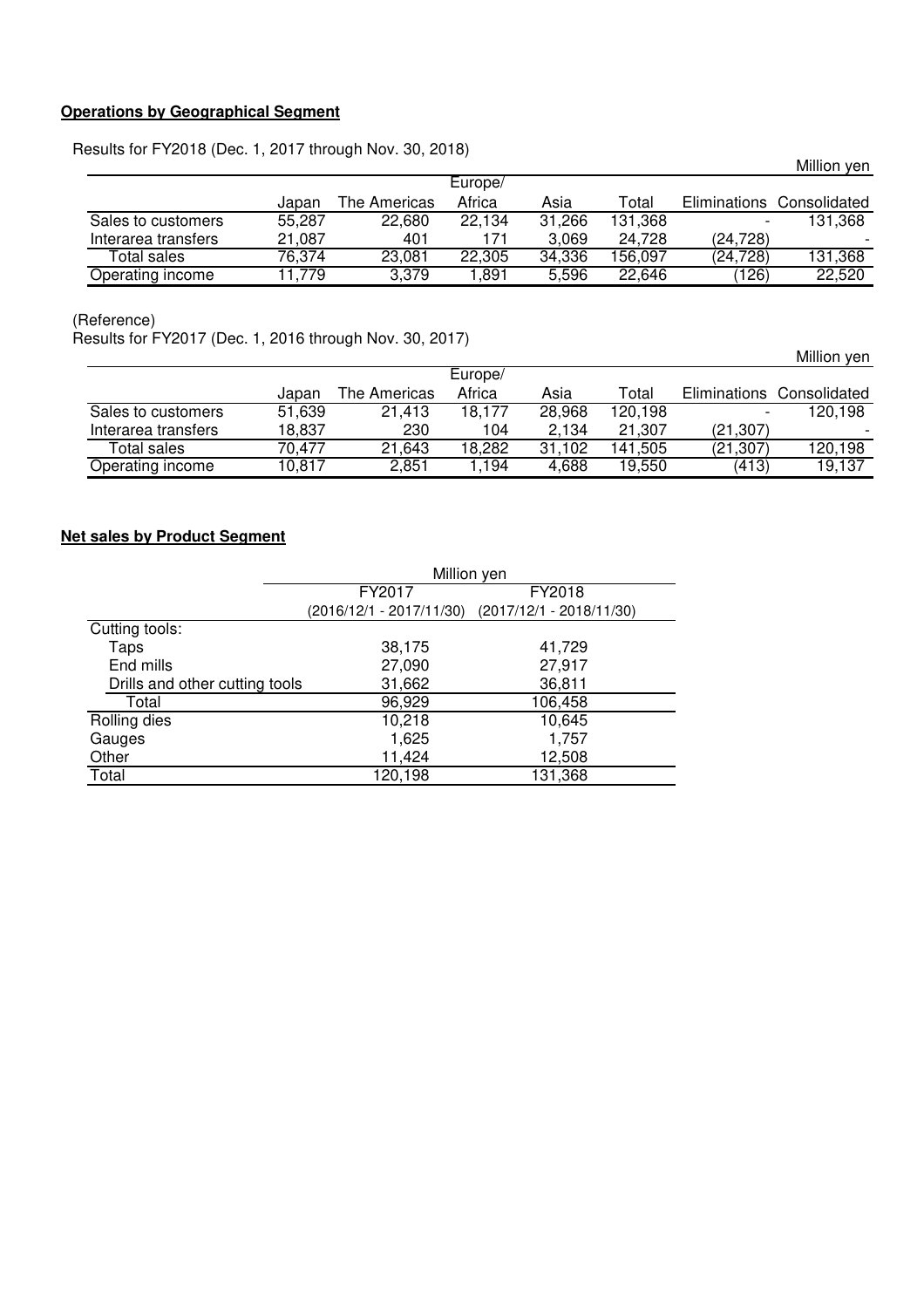**Operations by Geographical Segment**

Results for FY2018 (Dec. 1, 2017 through Nov. 30, 2018)

Million yen

| | Japan | The Americas | Europe/ Africa | Asia | Total | Eliminations | Consolidated |
|---|---|---|---|---|---|---|---|
| Sales to customers | 55,287 | 22,680 | 22,134 | 31,266 | 131,368 | - | 131,368 |
| Interarea transfers | 21,087 | 401 | 171 | 3,069 | 24,728 | (24,728) | - |
| Total sales | 76,374 | 23,081 | 22,305 | 34,336 | 156,097 | (24,728) | 131,368 |
| Operating income | 11,779 | 3,379 | 1,891 | 5,596 | 22,646 | (126) | 22,520 |

(Reference)
Results for FY2017 (Dec. 1, 2016 through Nov. 30, 2017)

Million yen

| | Japan | The Americas | Europe/ Africa | Asia | Total | Eliminations | Consolidated |
|---|---|---|---|---|---|---|---|
| Sales to customers | 51,639 | 21,413 | 18,177 | 28,968 | 120,198 | - | 120,198 |
| Interarea transfers | 18,837 | 230 | 104 | 2,134 | 21,307 | (21,307) | - |
| Total sales | 70,477 | 21,643 | 18,282 | 31,102 | 141,505 | (21,307) | 120,198 |
| Operating income | 10,817 | 2,851 | 1,194 | 4,688 | 19,550 | (413) | 19,137 |

**Net sales by Product Segment**

| | Million yen | |
|---|---|---|
| | FY2017 (2016/12/1 - 2017/11/30) | FY2018 (2017/12/1 - 2018/11/30) |
| Cutting tools: | | |
| Taps | 38,175 | 41,729 |
| End mills | 27,090 | 27,917 |
| Drills and other cutting tools | 31,662 | 36,811 |
| Total | 96,929 | 106,458 |
| Rolling dies | 10,218 | 10,645 |
| Gauges | 1,625 | 1,757 |
| Other | 11,424 | 12,508 |
| Total | 120,198 | 131,368 |